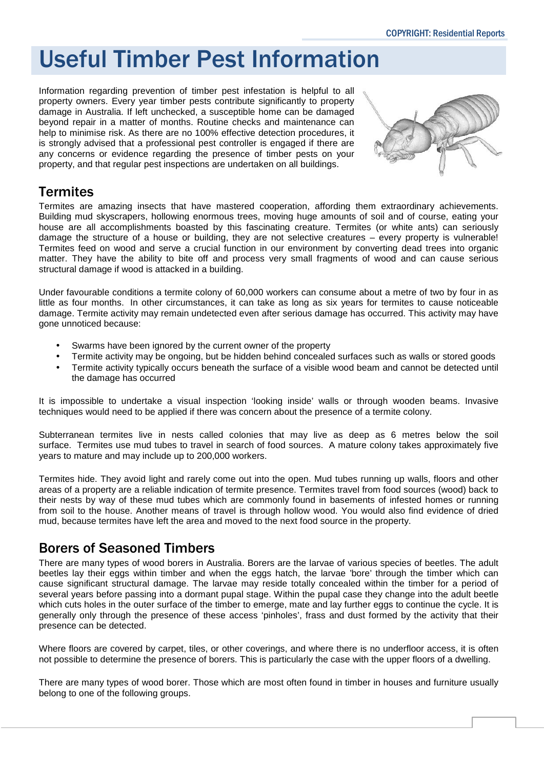# Useful Timber Pest Information

Information regarding prevention of timber pest infestation is helpful to all property owners. Every year timber pests contribute significantly to property damage in Australia. If left unchecked, a susceptible home can be damaged beyond repair in a matter of months. Routine checks and maintenance can help to minimise risk. As there are no 100% effective detection procedures, it is strongly advised that a professional pest controller is engaged if there are any concerns or evidence regarding the presence of timber pests on your property, and that regular pest inspections are undertaken on all buildings.

## Termites

Termites are amazing insects that have mastered cooperation, affording them extraordinary achievements. Building mud skyscrapers, hollowing enormous trees, moving huge amounts of soil and of course, eating your house are all accomplishments boasted by this fascinating creature. Termites (or white ants) can seriously damage the structure of a house or building, they are not selective creatures – every property is vulnerable! Termites feed on wood and serve a crucial function in our environment by converting dead trees into organic matter. They have the ability to bite off and process very small fragments of wood and can cause serious structural damage if wood is attacked in a building.

Under favourable conditions a termite colony of 60,000 workers can consume about a metre of two by four in as little as four months. In other circumstances, it can take as long as six years for termites to cause noticeable damage. Termite activity may remain undetected even after serious damage has occurred. This activity may have gone unnoticed because:

- Swarms have been ignored by the current owner of the property
- Termite activity may be ongoing, but be hidden behind concealed surfaces such as walls or stored goods
- Termite activity typically occurs beneath the surface of a visible wood beam and cannot be detected until the damage has occurred

It is impossible to undertake a visual inspection 'looking inside' walls or through wooden beams. Invasive techniques would need to be applied if there was concern about the presence of a termite colony.

Subterranean termites live in nests called colonies that may live as deep as 6 metres below the soil surface. Termites use mud tubes to travel in search of food sources. A mature colony takes approximately five years to mature and may include up to 200,000 workers.

Termites hide. They avoid light and rarely come out into the open. Mud tubes running up walls, floors and other areas of a property are a reliable indication of termite presence. Termites travel from food sources (wood) back to their nests by way of these mud tubes which are commonly found in basements of infested homes or running from soil to the house. Another means of travel is through hollow wood. You would also find evidence of dried mud, because termites have left the area and moved to the next food source in the property.

## Borers of Seasoned Timbers

There are many types of wood borers in Australia. Borers are the larvae of various species of beetles. The adult beetles lay their eggs within timber and when the eggs hatch, the larvae 'bore' through the timber which can cause significant structural damage. The larvae may reside totally concealed within the timber for a period of several years before passing into a dormant pupal stage. Within the pupal case they change into the adult beetle which cuts holes in the outer surface of the timber to emerge, mate and lay further eggs to continue the cycle. It is generally only through the presence of these access 'pinholes', frass and dust formed by the activity that their presence can be detected.

Where floors are covered by carpet, tiles, or other coverings, and where there is no underfloor access, it is often not possible to determine the presence of borers. This is particularly the case with the upper floors of a dwelling.

There are many types of wood borer. Those which are most often found in timber in houses and furniture usually belong to one of the following groups.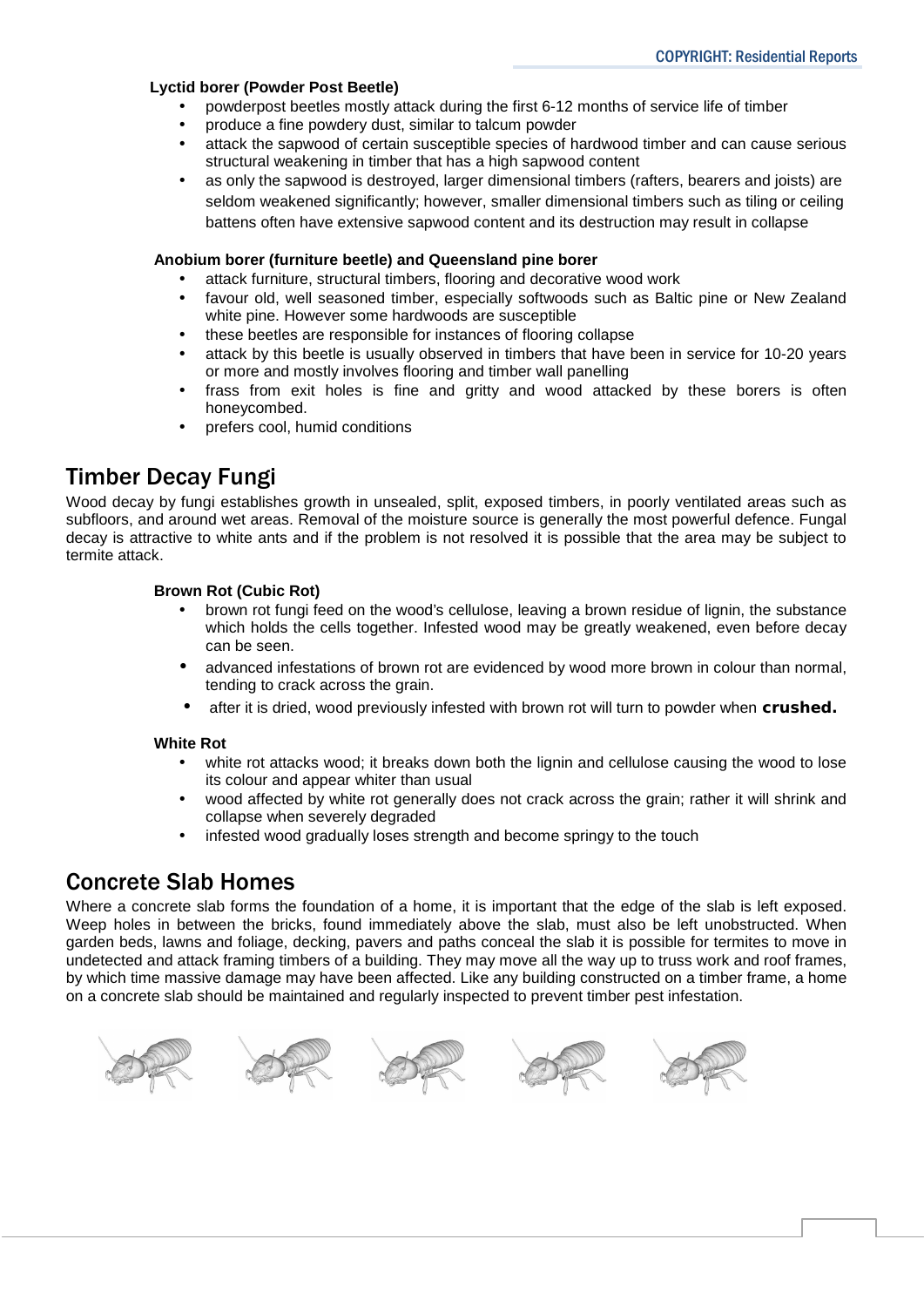**Lyctid borer (Powder Post Beetle)**

- powderpost beetles mostly attack during the first 6-12 months of service life of timber
- produce a fine powdery dust, similar to talcum powder
- attack the sapwood of certain susceptible species of hardwood timber and can cause serious structural weakening in timber that has a high sapwood content
- as only the sapwood is destroyed, larger dimensional timbers (rafters, bearers and joists) are seldom weakened significantly; however, smaller dimensional timbers such as tiling or ceiling battens often have extensive sapwood content and its destruction may result in collapse

**Anobium borer (furniture beetle) and Queensland pine borer**

- attack furniture, structural timbers, flooring and decorative wood work
- favour old, well seasoned timber, especially softwoods such as Baltic pine or New Zealand white pine. However some hardwoods are susceptible
- these beetles are responsible for instances of flooring collapse
- attack by this beetle is usually observed in timbers that have been in service for 10-20 years or more and mostly involves flooring and timber wall panelling
- frass from exit holes is fine and gritty and wood attacked by these borers is often honeycombed.
- prefers cool, humid conditions

## Timber Decay Fungi

Wood decay by fungi establishes growth in unsealed, split, exposed timbers, in poorly ventilated areas such as subfloors, and around wet areas. Removal of the moisture source is generally the most powerful defence. Fungal decay is attractive to white ants and if the problem is not resolved it is possible that the area may be subject to termite attack.

**Brown Rot (Cubic Rot)**

- brown rot fungi feed on the wood's cellulose, leaving a brown residue of lignin, the substance which holds the cells together. Infested wood may be greatly weakened, even before decay can be seen.
- advanced infestations of brown rot are evidenced by wood more brown in colour than normal, tending to crack across the grain.
- after it is dried, wood previously infested with brown rot will turn to powder when **crushed.**

**White Rot**

- white rot attacks wood; it breaks down both the lignin and cellulose causing the wood to lose its colour and appear whiter than usual
- wood affected by white rot generally does not crack across the grain; rather it will shrink and collapse when severely degraded
- infested wood gradually loses strength and become springy to the touch

## Concrete Slab Homes

Where a concrete slab forms the foundation of a home, it is important that the edge of the slab is left exposed. Weep holes in between the bricks, found immediately above the slab, must also be left unobstructed. When garden beds, lawns and foliage, decking, pavers and paths conceal the slab it is possible for termites to move in undetected and attack framing timbers of a building. They may move all the way up to truss work and roof frames, by which time massive damage may have been affected. Like any building constructed on a timber frame, a home on a concrete slab should be maintained and regularly inspected to prevent timber pest infestation.